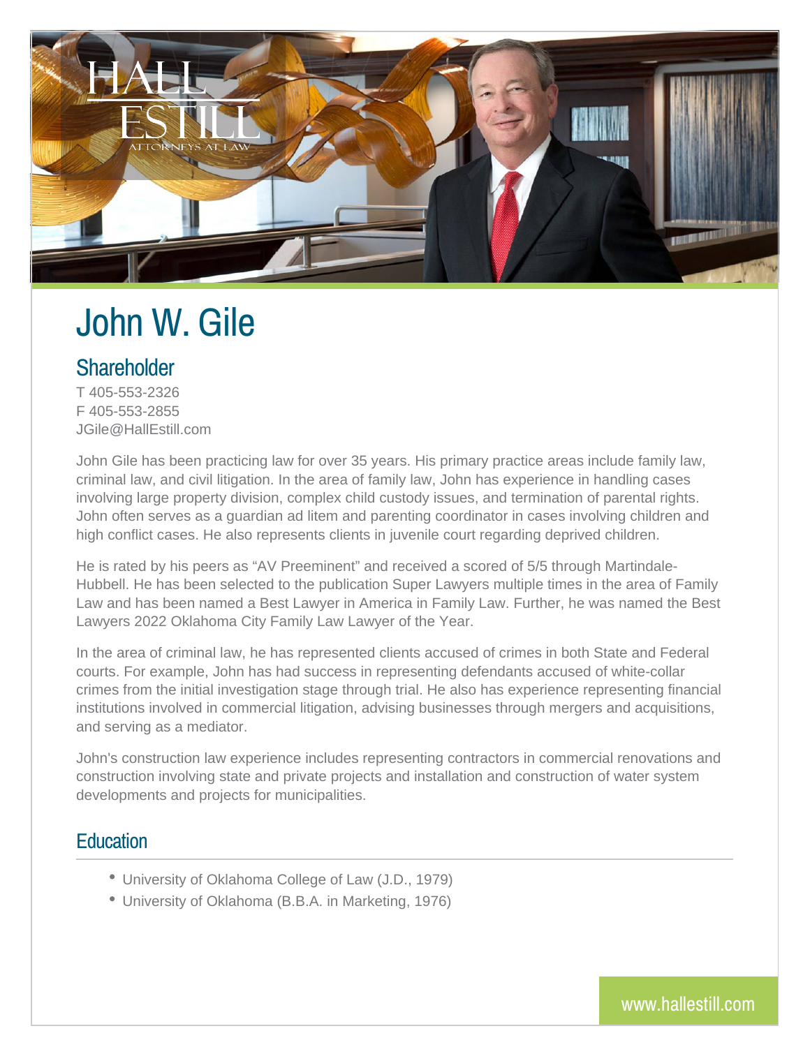# John W. Gile

## Shareholder

T 405-553-2326
F 405-553-2855
JGile@HallEstill.com

John Gile has been practicing law for over 35 years. His primary practice areas include family law, criminal law, and civil litigation. In the area of family law, John has experience in handling cases involving large property division, complex child custody issues, and termination of parental rights. John often serves as a guardian ad litem and parenting coordinator in cases involving children and high conflict cases. He also represents clients in juvenile court regarding deprived children.

He is rated by his peers as “AV Preeminent” and received a scored of 5/5 through Martindale-Hubbell. He has been selected to the publication Super Lawyers multiple times in the area of Family Law and has been named a Best Lawyer in America in Family Law. Further, he was named the Best Lawyers 2022 Oklahoma City Family Law Lawyer of the Year.

In the area of criminal law, he has represented clients accused of crimes in both State and Federal courts. For example, John has had success in representing defendants accused of white-collar crimes from the initial investigation stage through trial. He also has experience representing financial institutions involved in commercial litigation, advising businesses through mergers and acquisitions, and serving as a mediator.

John's construction law experience includes representing contractors in commercial renovations and construction involving state and private projects and installation and construction of water system developments and projects for municipalities.

## Education

- University of Oklahoma College of Law (J.D., 1979)
- University of Oklahoma (B.B.A. in Marketing, 1976)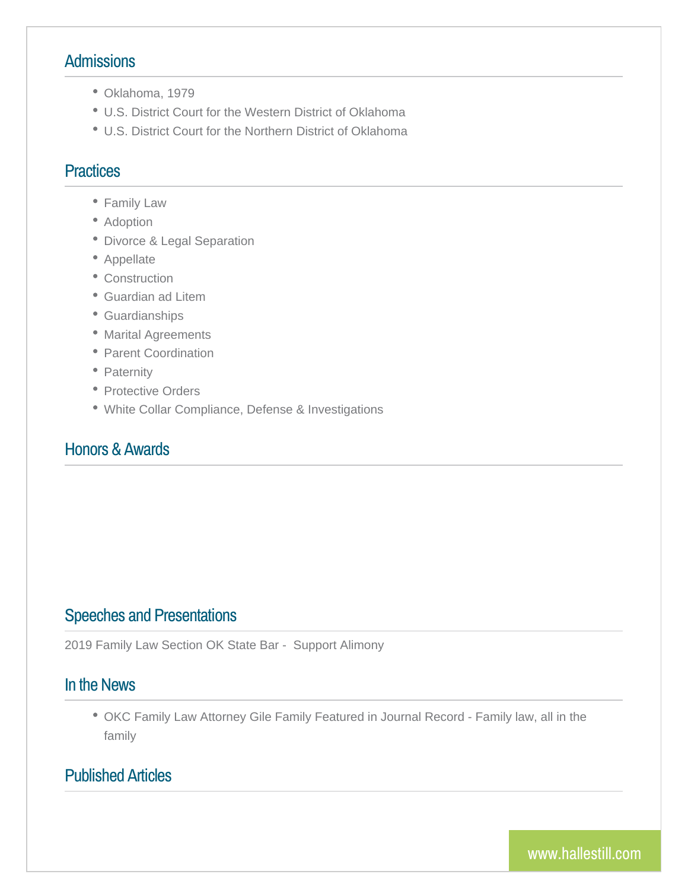## Admissions

- Oklahoma, 1979
- U.S. District Court for the Western District of Oklahoma
- U.S. District Court for the Northern District of Oklahoma

## Practices

- Family Law
- Adoption
- Divorce & Legal Separation
- Appellate
- Construction
- Guardian ad Litem
- Guardianships
- Marital Agreements
- Parent Coordination
- Paternity
- Protective Orders
- White Collar Compliance, Defense & Investigations

## Honors & Awards

## Speeches and Presentations

2019 Family Law Section OK State Bar - Support Alimony

## In the News

- OKC Family Law Attorney Gile Family Featured in Journal Record - Family law, all in the family

## Published Articles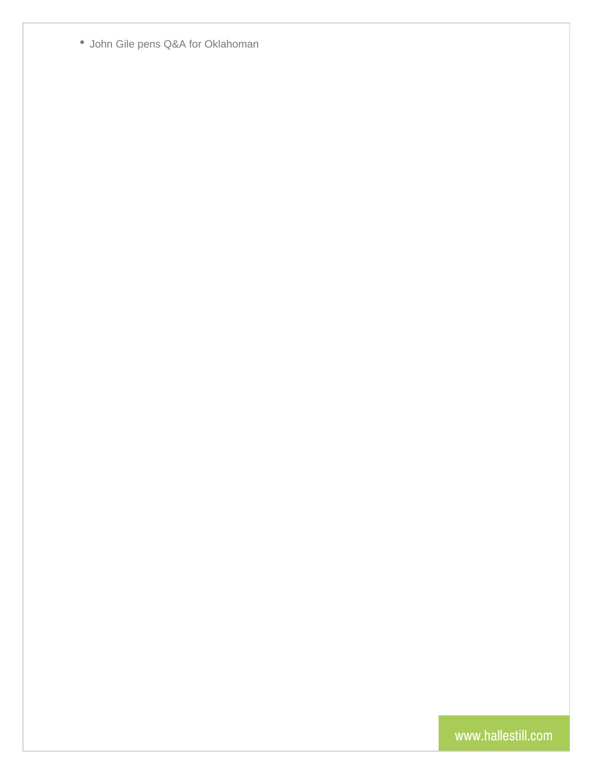- John Gile pens Q&A for Oklahoman